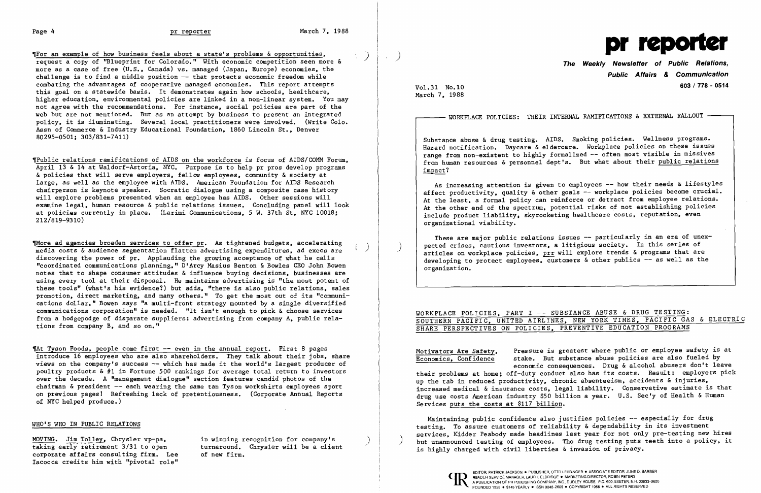¶For an example of how business feels about a state's problems & opportunities, request a copy of "Blueprint for Colorado." With economic competition seen more & more as a case of free (U.S., Canada) vs. managed (Japan, Europe) economies, the challenge is to find a middle position -- that protects economic freedom while combating the advantages of cooperative managed economies. This report attempts this goal on a statewide basis. It demonstrates again how schools, healthcare, higher education, environmental policies are linked in a non-linear system. You may not agree with the recommendations. For instance, social policies are part of the web but are not mentioned. But as an attempt by business to present an integrated policy, it is iluminating. Several local practitioners were involved. (Write Colo. Assn of Commerce & Industry Educational Foundation, 1860 Lincoln St., Denver 80295-0501; 303/831-7411)

¶Public relations ramifications of AIDS on the workforce is focus of AIDS/COMM Forum, April 13 & 14 at Waldorf-Astoria, NYC. Purpose is to help pr pros develop programs & policies that will serve employers, fellow employees, community & society at large, as well as the employee with AIDS. American Foundation for AIDS Research chairperson is keynote speaker. Socratic dialogue using a composite case history will explore problems presented when an employee has AIDS. Other sessions will examine legal, human resource & public relations issues. Concluding panel will look at policies currently in place. (Larimi Communications, 5 W. 37th St, NYC 10018; 212/819-9310)

¶More ad agencies broaden services to offer pr. As tightened budgets, accelerating media costs & audience segmentation flatten advertising expenditures, ad execs are discovering the power of pr. Applauding the growing acceptance of what he calls "coordinated communications planning," D'Arcy Masius Benton & Bowles CEO John Bowen notes that to shape consumer attitudes & influence buying decisions, businesses are using every tool at their disposal. He maintains advertising is "the most potent of these tools" (what's his evidence?) but adds, "there is also public relations, sales promotion, direct marketing, and many others." To get the most out of its "communications dollar," Bowen says "a multi-front strategy mounted by a single diversified communications corporation" is needed. "It isn't enough to pick & choose services from a hodgepodge of disparate suppliers: advertising from company A, public relations from company B, and so on."

¶At Tyson Foods, people come first -- even in the annual report. First 8 pages introduce 16 employees who are also shareholders. They talk about their jobs, share views on the company's success -- which has made it the world's largest producer of poultry products & #1 in Fortune 500 rankings for average total return to investors over the decade. A "management dialogue" section features candid photos of the chairman & president -- each wearing the same tan Tyson workshirts employees sport on previous pages! Refreshing lack of pretentiousness. (Corporate Annual Reports of NYC helped produce.)

## WHO'S WHO IN PUBLIC RELATIONS

MOVING. Jim Tolley, Chrysler vp-pa, taking early retirement 3/31 to open corporate affairs consulting firm. Lee Iacocca credits him with "pivotal role" in winning recognition for company's turnaround. Chrysler will be a client of new firm.

# pr reporter

**The Weekly Newsletter of Public Relations, Public Affairs & Communication**

**603 / 778 - 0514**

Vol.31 No.10
March 7, 1988

## WORKPLACE POLICIES: THEIR INTERNAL RAMIFICATIONS & EXTERNAL FALLOUT

Substance abuse & drug testing. AIDS. Smoking policies. Wellness programs. Hazard notification. Daycare & eldercare. Workplace policies on these issues range from non-existent to highly formalized -- often most visible in missives from human resources & personnel dept's. But what about their public relations impact?

As increasing attention is given to employees -- how their needs & lifestyles affect productivity, quality & other goals -- workplace policies become crucial. At the least, a formal policy can reinforce or detract from employee relations. At the other end of the spectrum, potential risks of not establishing policies include product liability, skyrocketing healthcare costs, reputation, even organizational viability.

These are major public relations issues -- particularly in an era of unexpected crises, cautious investors, a litigious society. In this series of articles on workplace policies, prr will explore trends & programs that are developing to protect employees, customers & other publics -- as well as the organization.

## WORKPLACE POLICIES, PART I -- SUBSTANCE ABUSE & DRUG TESTING: SOUTHERN PACIFIC, UNITED AIRLINES, NEW YORK TIMES, PACIFIC GAS & ELECTRIC SHARE PERSPECTIVES ON POLICIES, PREVENTIVE EDUCATION PROGRAMS

**Motivators Are Safety, Economics, Confidence**

Pressure is greatest where public or employee safety is at stake. But substance abuse policies are also fueled by economic consequences. Drug & alcohol abusers don't leave their problems at home; off-duty conduct also has its costs. Result: employers pick up the tab in reduced productivity, chronic absenteeism, accidents & injuries, increased medical & insurance costs, legal liability. Conservative estimate is that drug use costs American industry $50 billion a year. U.S. Sec'y of Health & Human Services puts the costs at $117 billion.

Maintaining public confidence also justifies policies -- especially for drug testing. To assure customers of reliability & dependability in its investment services, Kidder Peabody made headlines last year for not only pre-testing new hires but unannounced testing of employees. Tho drug testing puts teeth into a policy, it is highly charged with civil liberties & invasion of privacy.

EDITOR, PATRICK JACKSON • PUBLISHER, OTTO LERBINGER • ASSOCIATE EDITOR, JUNE D. BARBER
READER SERVICE MANAGER, LAURIE ELDRIDGE • MARKETING DIRECTOR, ROBIN PETERS
A PUBLICATION OF PR PUBLISHING COMPANY, INC., DUDLEY HOUSE, P.O. 600, EXETER, N.H. 03833-0600
FOUNDED 1958 • $145 YEARLY • ISSN 0048-2609 • COPYRIGHT 1988 • ALL RIGHTS RESERVED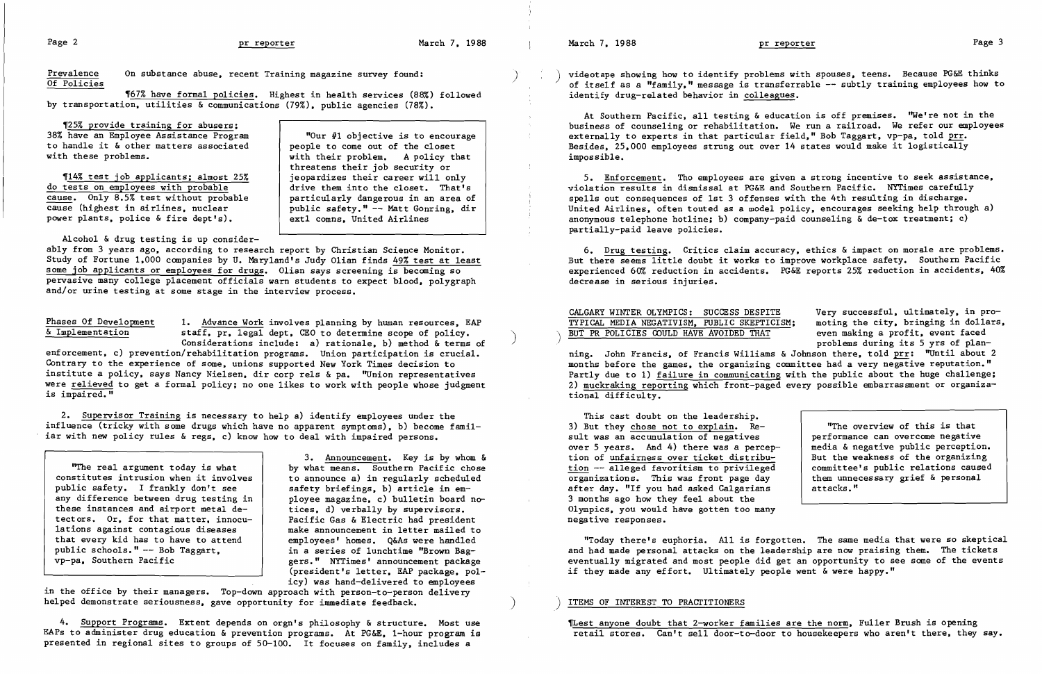**Prevalence Of Policies** On substance abuse, recent Training magazine survey found:

¶67% have formal policies. Highest in health services (88%) followed by transportation, utilities & communications (79%), public agencies (78%).

¶25% provide training for abusers; 38% have an Employee Assistance Program to handle it & other matters associated with these problems.

¶14% test job applicants; almost 25% do tests on employees with probable cause. Only 8.5% test without probable cause (highest in airlines, nuclear power plants, police & fire dept's).

> "Our #1 objective is to encourage people to come out of the closet with their problem. A policy that threatens their job security or jeopardizes their career will only drive them into the closet. That's particularly dangerous in an area of public safety." -- Matt Gonring, dir extl comns, United Airlines

Alcohol & drug testing is up considerably from 3 years ago, according to research report by Christian Science Monitor. Study of Fortune 1,000 companies by U. Maryland's Judy Olian finds 49% test at least some job applicants or employees for drugs. Olian says screening is becoming so pervasive many college placement officials warn students to expect blood, polygraph and/or urine testing at some stage in the interview process.

**Phases Of Development & Implementation** 1. Advance Work involves planning by human resources, EAP staff, pr, legal dept, CEO to determine scope of policy. Considerations include: a) rationale, b) method & terms of enforcement, c) prevention/rehabilitation programs. Union participation is crucial. Contrary to the experience of some, unions supported New York Times decision to institute a policy, says Nancy Nielsen, dir corp rels & pa. "Union representatives were relieved to get a formal policy; no one likes to work with people whose judgment is impaired."

2. Supervisor Training is necessary to help a) identify employees under the influence (tricky with some drugs which have no apparent symptoms), b) become familiar with new policy rules & regs, c) know how to deal with impaired persons.

> "The real argument today is what constitutes intrusion when it involves public safety. I frankly don't see any difference between drug testing in these instances and airport metal detectors. Or, for that matter, innoculations against contagious diseases that every kid has to have to attend public schools." -- Bob Taggart, vp-pa, Southern Pacific

3. Announcement. Key is by whom & by what means. Southern Pacific chose to announce a) in regularly scheduled safety briefings, b) article in employee magazine, c) bulletin board notices, d) verbally by supervisors. Pacific Gas & Electric had president make announcement in letter mailed to employees' homes. Q&As were handled in a series of lunchtime "Brown Baggers." NYTimes' announcement package (president's letter, EAP package, policy) was hand-delivered to employees in the office by their managers. Top-down approach with person-to-person delivery helped demonstrate seriousness, gave opportunity for immediate feedback.

4. Support Programs. Extent depends on orgn's philosophy & structure. Most use EAPs to administer drug education & prevention programs. At PG&E, 1-hour program is presented in regional sites to groups of 50-100. It focuses on family, includes a videotape showing how to identify problems with spouses, teens. Because PG&E thinks of itself as a "family," message is transferrable -- subtly training employees how to identify drug-related behavior in colleagues.

At Southern Pacific, all testing & education is off premises. "We're not in the business of counseling or rehabilitation. We run a railroad. We refer our employees externally to experts in that particular field," Bob Taggart, vp-pa, told prr. Besides, 25,000 employees strung out over 14 states would make it logistically impossible.

5. Enforcement. Tho employees are given a strong incentive to seek assistance, violation results in dismissal at PG&E and Southern Pacific. NYTimes carefully spells out consequences of 1st 3 offenses with the 4th resulting in discharge. United Airlines, often touted as a model policy, encourages seeking help through a) anonymous telephone hotline; b) company-paid counseling & de-tox treatment; c) partially-paid leave policies.

6. Drug testing. Critics claim accuracy, ethics & impact on morale are problems. But there seems little doubt it works to improve workplace safety. Southern Pacific experienced 60% reduction in accidents. PG&E reports 25% reduction in accidents, 40% decrease in serious injuries.

**CALGARY WINTER OLYMPICS: SUCCESS DESPITE TYPICAL MEDIA NEGATIVISM, PUBLIC SKEPTICISM; BUT PR POLICIES COULD HAVE AVOIDED THAT**

Very successful, ultimately, in promoting the city, bringing in dollars, even making a profit, event faced problems during its 5 yrs of planning. John Francis, of Francis Williams & Johnson there, told prr: "Until about 2 months before the games, the organizing committee had a very negative reputation." Partly due to 1) failure in communicating with the public about the huge challenge; 2) muckraking reporting which front-paged every possible embarrassment or organizational difficulty.

This cast doubt on the leadership. 3) But they chose not to explain. Result was an accumulation of negatives over 5 years. And 4) there was a perception of unfairness over ticket distribution -- alleged favoritism to privileged organizations. This was front page day after day. "If you had asked Calgarians 3 months ago how they feel about the Olympics, you would have gotten too many negative responses.

> "The overview of this is that performance can overcome negative media & negative public perception. But the weakness of the organizing committee's public relations caused them unnecessary grief & personal attacks."

"Today there's euphoria. All is forgotten. The same media that were so skeptical and had made personal attacks on the leadership are now praising them. The tickets eventually migrated and most people did get an opportunity to see some of the events if they made any effort. Ultimately people went & were happy."

## ITEMS OF INTEREST TO PRACTITIONERS

¶Lest anyone doubt that 2-worker families are the norm, Fuller Brush is opening retail stores. Can't sell door-to-door to housekeepers who aren't there, they say.